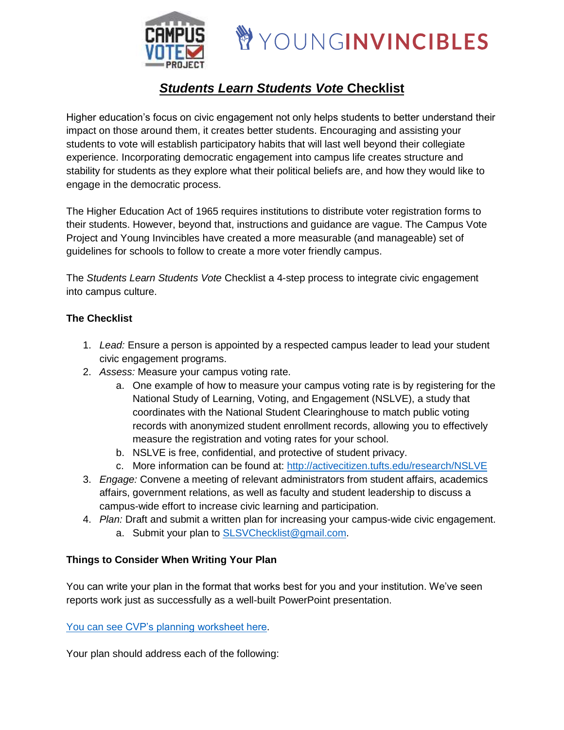# ***Students Learn Students Vote* Checklist**

Higher education's focus on civic engagement not only helps students to better understand their impact on those around them, it creates better students. Encouraging and assisting your students to vote will establish participatory habits that will last well beyond their collegiate experience. Incorporating democratic engagement into campus life creates structure and stability for students as they explore what their political beliefs are, and how they would like to engage in the democratic process.

The Higher Education Act of 1965 requires institutions to distribute voter registration forms to their students. However, beyond that, instructions and guidance are vague. The Campus Vote Project and Young Invincibles have created a more measurable (and manageable) set of guidelines for schools to follow to create a more voter friendly campus.

The *Students Learn Students Vote* Checklist a 4-step process to integrate civic engagement into campus culture.

**The Checklist**

1. *Lead:* Ensure a person is appointed by a respected campus leader to lead your student civic engagement programs.
2. *Assess:* Measure your campus voting rate.
   a. One example of how to measure your campus voting rate is by registering for the National Study of Learning, Voting, and Engagement (NSLVE), a study that coordinates with the National Student Clearinghouse to match public voting records with anonymized student enrollment records, allowing you to effectively measure the registration and voting rates for your school.
   b. NSLVE is free, confidential, and protective of student privacy.
   c. More information can be found at: http://activecitizen.tufts.edu/research/NSLVE
3. *Engage:* Convene a meeting of relevant administrators from student affairs, academics affairs, government relations, as well as faculty and student leadership to discuss a campus-wide effort to increase civic learning and participation.
4. *Plan:* Draft and submit a written plan for increasing your campus-wide civic engagement.
   a. Submit your plan to SLSVChecklist@gmail.com.

**Things to Consider When Writing Your Plan**

You can write your plan in the format that works best for you and your institution. We've seen reports work just as successfully as a well-built PowerPoint presentation.

You can see CVP's planning worksheet here.

Your plan should address each of the following: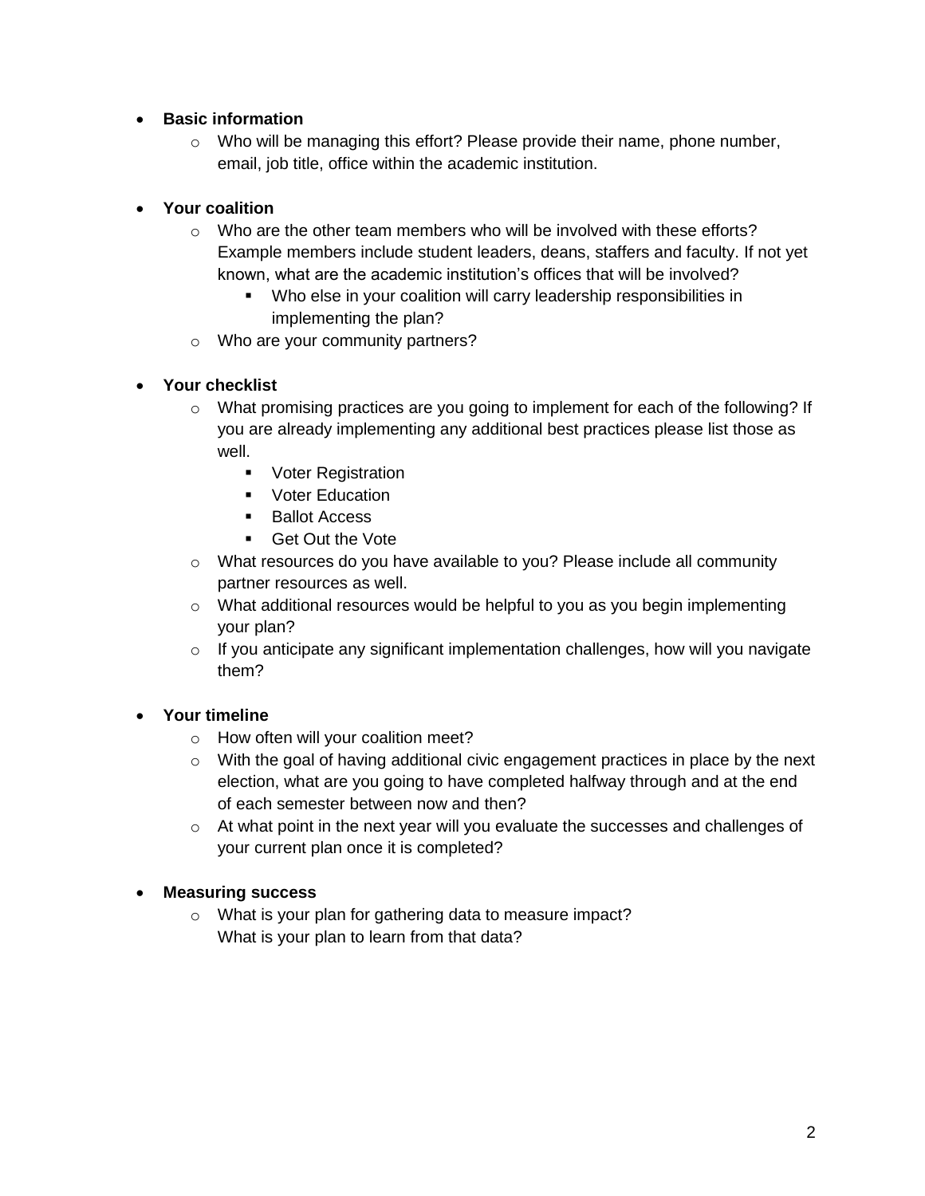- **Basic information**
    - Who will be managing this effort? Please provide their name, phone number, email, job title, office within the academic institution.

- **Your coalition**
    - Who are the other team members who will be involved with these efforts? Example members include student leaders, deans, staffers and faculty. If not yet known, what are the academic institution's offices that will be involved?
        - Who else in your coalition will carry leadership responsibilities in implementing the plan?
    - Who are your community partners?

- **Your checklist**
    - What promising practices are you going to implement for each of the following? If you are already implementing any additional best practices please list those as well.
        - Voter Registration
        - Voter Education
        - Ballot Access
        - Get Out the Vote
    - What resources do you have available to you? Please include all community partner resources as well.
    - What additional resources would be helpful to you as you begin implementing your plan?
    - If you anticipate any significant implementation challenges, how will you navigate them?

- **Your timeline**
    - How often will your coalition meet?
    - With the goal of having additional civic engagement practices in place by the next election, what are you going to have completed halfway through and at the end of each semester between now and then?
    - At what point in the next year will you evaluate the successes and challenges of your current plan once it is completed?

- **Measuring success**
    - What is your plan for gathering data to measure impact?
      What is your plan to learn from that data?